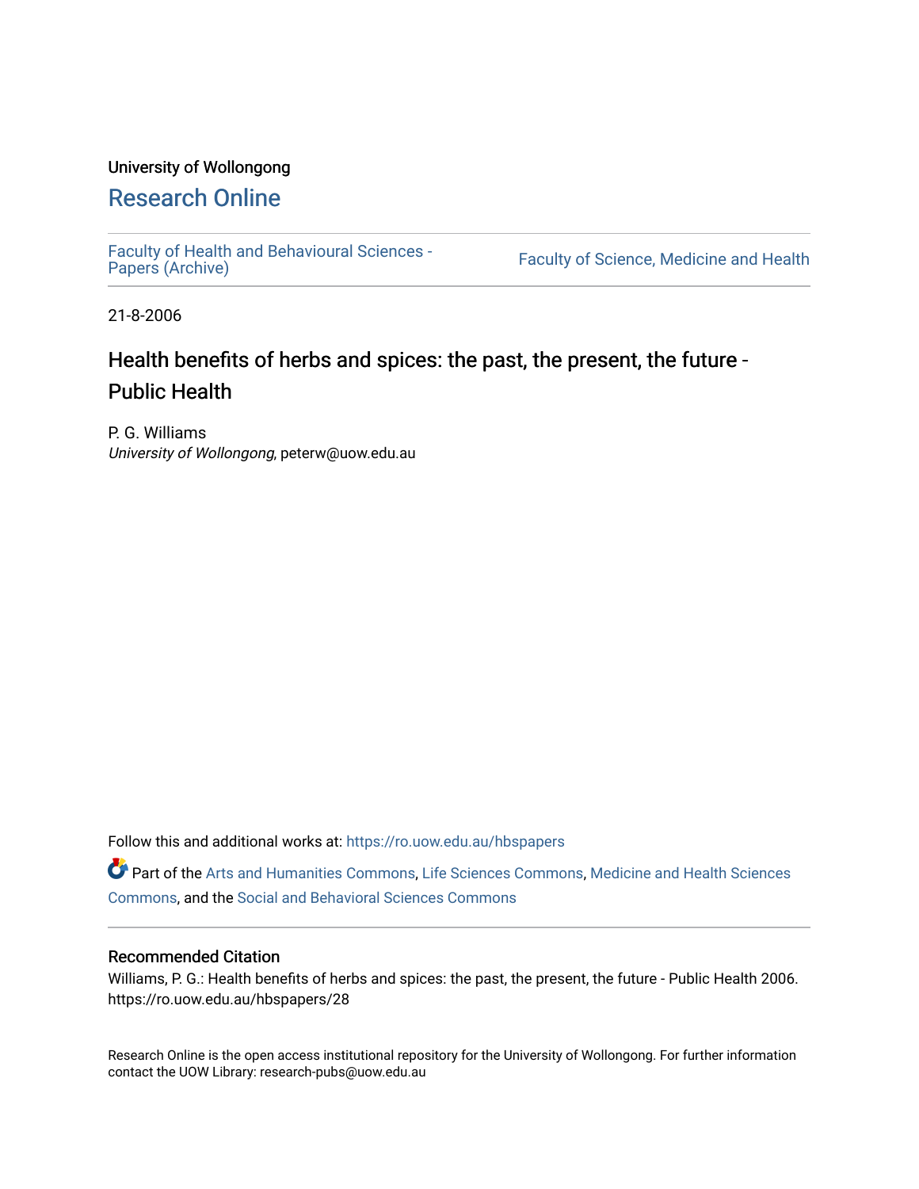University of Wollongong

# Research Online

Faculty of Health and Behavioural Sciences - Papers (Archive)

Faculty of Science, Medicine and Health

21-8-2006

## Health benefits of herbs and spices: the past, the present, the future - Public Health

P. G. Williams
*University of Wollongong*, peterw@uow.edu.au

Follow this and additional works at: https://ro.uow.edu.au/hbspapers

Part of the Arts and Humanities Commons, Life Sciences Commons, Medicine and Health Sciences Commons, and the Social and Behavioral Sciences Commons

### Recommended Citation

Williams, P. G.: Health benefits of herbs and spices: the past, the present, the future - Public Health 2006. https://ro.uow.edu.au/hbspapers/28

Research Online is the open access institutional repository for the University of Wollongong. For further information contact the UOW Library: research-pubs@uow.edu.au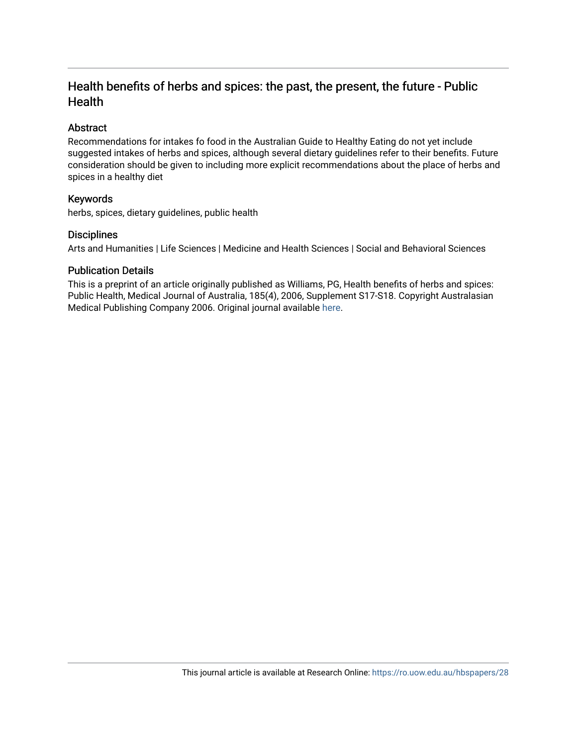# Health benefits of herbs and spices: the past, the present, the future - Public Health

## Abstract

Recommendations for intakes fo food in the Australian Guide to Healthy Eating do not yet include suggested intakes of herbs and spices, although several dietary guidelines refer to their benefits. Future consideration should be given to including more explicit recommendations about the place of herbs and spices in a healthy diet

## Keywords

herbs, spices, dietary guidelines, public health

## Disciplines

Arts and Humanities | Life Sciences | Medicine and Health Sciences | Social and Behavioral Sciences

## Publication Details

This is a preprint of an article originally published as Williams, PG, Health benefits of herbs and spices: Public Health, Medical Journal of Australia, 185(4), 2006, Supplement S17-S18. Copyright Australasian Medical Publishing Company 2006. Original journal available here.

This journal article is available at Research Online: https://ro.uow.edu.au/hbspapers/28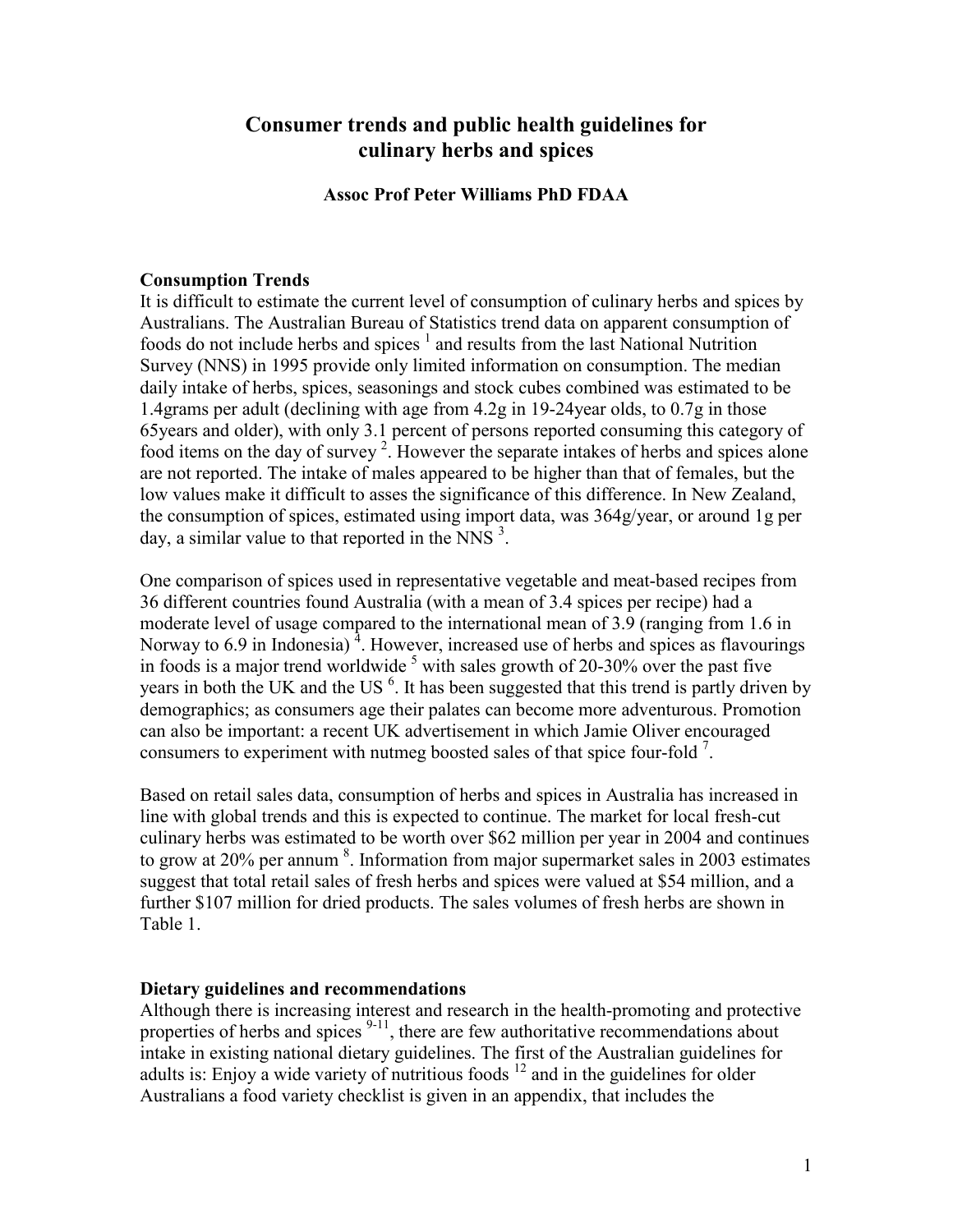# Consumer trends and public health guidelines for culinary herbs and spices

**Assoc Prof Peter Williams PhD FDAA**

## Consumption Trends

It is difficult to estimate the current level of consumption of culinary herbs and spices by Australians. The Australian Bureau of Statistics trend data on apparent consumption of foods do not include herbs and spices [1] and results from the last National Nutrition Survey (NNS) in 1995 provide only limited information on consumption. The median daily intake of herbs, spices, seasonings and stock cubes combined was estimated to be 1.4grams per adult (declining with age from 4.2g in 19-24year olds, to 0.7g in those 65years and older), with only 3.1 percent of persons reported consuming this category of food items on the day of survey [2]. However the separate intakes of herbs and spices alone are not reported. The intake of males appeared to be higher than that of females, but the low values make it difficult to asses the significance of this difference. In New Zealand, the consumption of spices, estimated using import data, was 364g/year, or around 1g per day, a similar value to that reported in the NNS [3].

One comparison of spices used in representative vegetable and meat-based recipes from 36 different countries found Australia (with a mean of 3.4 spices per recipe) had a moderate level of usage compared to the international mean of 3.9 (ranging from 1.6 in Norway to 6.9 in Indonesia) [4]. However, increased use of herbs and spices as flavourings in foods is a major trend worldwide [5] with sales growth of 20-30% over the past five years in both the UK and the US [6]. It has been suggested that this trend is partly driven by demographics; as consumers age their palates can become more adventurous. Promotion can also be important: a recent UK advertisement in which Jamie Oliver encouraged consumers to experiment with nutmeg boosted sales of that spice four-fold [7].

Based on retail sales data, consumption of herbs and spices in Australia has increased in line with global trends and this is expected to continue. The market for local fresh-cut culinary herbs was estimated to be worth over $62 million per year in 2004 and continues to grow at 20% per annum [8]. Information from major supermarket sales in 2003 estimates suggest that total retail sales of fresh herbs and spices were valued at $54 million, and a further $107 million for dried products. The sales volumes of fresh herbs are shown in Table 1.

## Dietary guidelines and recommendations

Although there is increasing interest and research in the health-promoting and protective properties of herbs and spices [9-11], there are few authoritative recommendations about intake in existing national dietary guidelines. The first of the Australian guidelines for adults is: Enjoy a wide variety of nutritious foods [12] and in the guidelines for older Australians a food variety checklist is given in an appendix, that includes the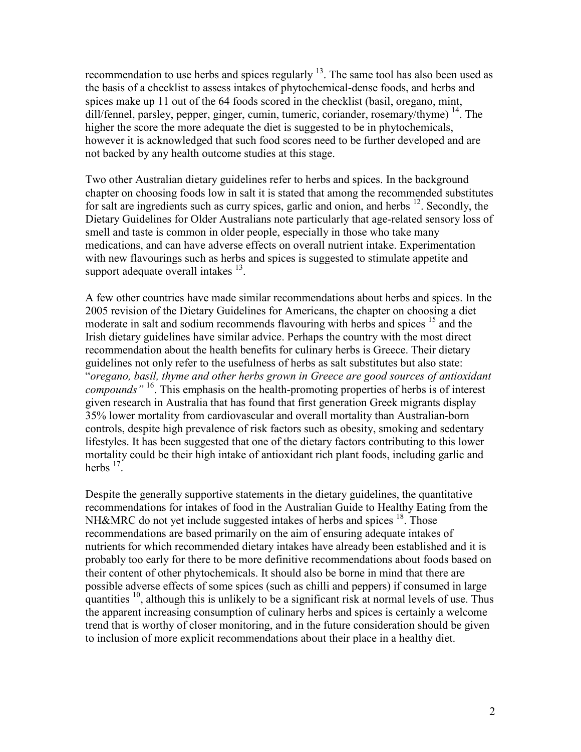recommendation to use herbs and spices regularly [13]. The same tool has also been used as the basis of a checklist to assess intakes of phytochemical-dense foods, and herbs and spices make up 11 out of the 64 foods scored in the checklist (basil, oregano, mint, dill/fennel, parsley, pepper, ginger, cumin, tumeric, coriander, rosemary/thyme) [14]. The higher the score the more adequate the diet is suggested to be in phytochemicals, however it is acknowledged that such food scores need to be further developed and are not backed by any health outcome studies at this stage.

Two other Australian dietary guidelines refer to herbs and spices. In the background chapter on choosing foods low in salt it is stated that among the recommended substitutes for salt are ingredients such as curry spices, garlic and onion, and herbs [12]. Secondly, the Dietary Guidelines for Older Australians note particularly that age-related sensory loss of smell and taste is common in older people, especially in those who take many medications, and can have adverse effects on overall nutrient intake. Experimentation with new flavourings such as herbs and spices is suggested to stimulate appetite and support adequate overall intakes [13].

A few other countries have made similar recommendations about herbs and spices. In the 2005 revision of the Dietary Guidelines for Americans, the chapter on choosing a diet moderate in salt and sodium recommends flavouring with herbs and spices [15] and the Irish dietary guidelines have similar advice. Perhaps the country with the most direct recommendation about the health benefits for culinary herbs is Greece. Their dietary guidelines not only refer to the usefulness of herbs as salt substitutes but also state: "*oregano, basil, thyme and other herbs grown in Greece are good sources of antioxidant compounds"* [16]. This emphasis on the health-promoting properties of herbs is of interest given research in Australia that has found that first generation Greek migrants display 35% lower mortality from cardiovascular and overall mortality than Australian-born controls, despite high prevalence of risk factors such as obesity, smoking and sedentary lifestyles. It has been suggested that one of the dietary factors contributing to this lower mortality could be their high intake of antioxidant rich plant foods, including garlic and herbs [17].

Despite the generally supportive statements in the dietary guidelines, the quantitative recommendations for intakes of food in the Australian Guide to Healthy Eating from the NH&MRC do not yet include suggested intakes of herbs and spices [18]. Those recommendations are based primarily on the aim of ensuring adequate intakes of nutrients for which recommended dietary intakes have already been established and it is probably too early for there to be more definitive recommendations about foods based on their content of other phytochemicals. It should also be borne in mind that there are possible adverse effects of some spices (such as chilli and peppers) if consumed in large quantities [10], although this is unlikely to be a significant risk at normal levels of use. Thus the apparent increasing consumption of culinary herbs and spices is certainly a welcome trend that is worthy of closer monitoring, and in the future consideration should be given to inclusion of more explicit recommendations about their place in a healthy diet.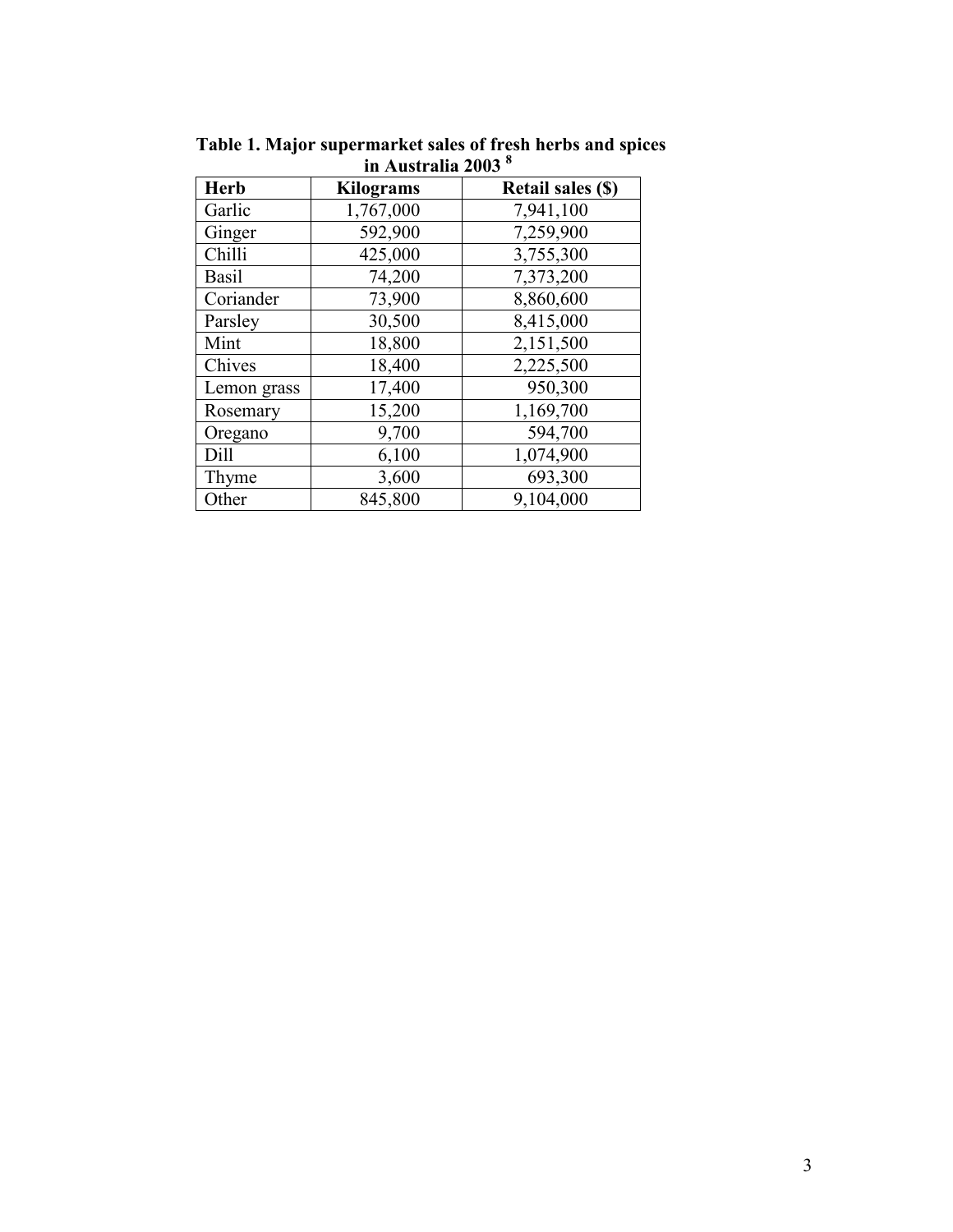**Table 1. Major supermarket sales of fresh herbs and spices in Australia 2003 [8]**

| Herb | Kilograms | Retail sales ($) |
|---|---|---|
| Garlic | 1,767,000 | 7,941,100 |
| Ginger | 592,900 | 7,259,900 |
| Chilli | 425,000 | 3,755,300 |
| Basil | 74,200 | 7,373,200 |
| Coriander | 73,900 | 8,860,600 |
| Parsley | 30,500 | 8,415,000 |
| Mint | 18,800 | 2,151,500 |
| Chives | 18,400 | 2,225,500 |
| Lemon grass | 17,400 | 950,300 |
| Rosemary | 15,200 | 1,169,700 |
| Oregano | 9,700 | 594,700 |
| Dill | 6,100 | 1,074,900 |
| Thyme | 3,600 | 693,300 |
| Other | 845,800 | 9,104,000 |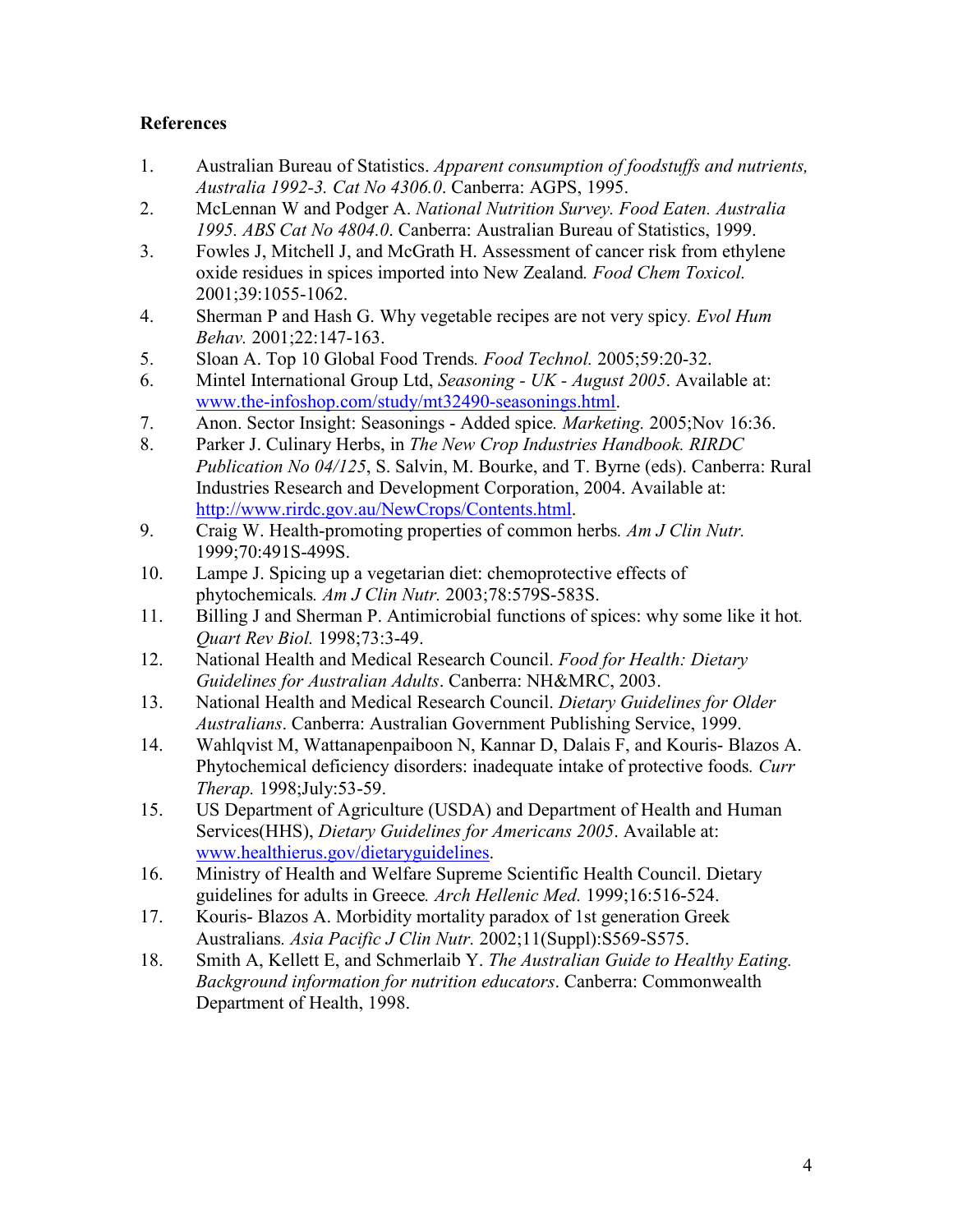**References**

1. Australian Bureau of Statistics. *Apparent consumption of foodstuffs and nutrients, Australia 1992-3. Cat No 4306.0*. Canberra: AGPS, 1995.
2. McLennan W and Podger A. *National Nutrition Survey. Food Eaten. Australia 1995. ABS Cat No 4804.0*. Canberra: Australian Bureau of Statistics, 1999.
3. Fowles J, Mitchell J, and McGrath H. Assessment of cancer risk from ethylene oxide residues in spices imported into New Zealand. *Food Chem Toxicol.* 2001;39:1055-1062.
4. Sherman P and Hash G. Why vegetable recipes are not very spicy. *Evol Hum Behav.* 2001;22:147-163.
5. Sloan A. Top 10 Global Food Trends. *Food Technol.* 2005;59:20-32.
6. Mintel International Group Ltd, *Seasoning - UK - August 2005*. Available at: www.the-infoshop.com/study/mt32490-seasonings.html.
7. Anon. Sector Insight: Seasonings - Added spice. *Marketing.* 2005;Nov 16:36.
8. Parker J. Culinary Herbs, in *The New Crop Industries Handbook. RIRDC Publication No 04/125*, S. Salvin, M. Bourke, and T. Byrne (eds). Canberra: Rural Industries Research and Development Corporation, 2004. Available at: http://www.rirdc.gov.au/NewCrops/Contents.html.
9. Craig W. Health-promoting properties of common herbs. *Am J Clin Nutr.* 1999;70:491S-499S.
10. Lampe J. Spicing up a vegetarian diet: chemoprotective effects of phytochemicals. *Am J Clin Nutr.* 2003;78:579S-583S.
11. Billing J and Sherman P. Antimicrobial functions of spices: why some like it hot. *Quart Rev Biol.* 1998;73:3-49.
12. National Health and Medical Research Council. *Food for Health: Dietary Guidelines for Australian Adults*. Canberra: NH&MRC, 2003.
13. National Health and Medical Research Council. *Dietary Guidelines for Older Australians*. Canberra: Australian Government Publishing Service, 1999.
14. Wahlqvist M, Wattanapenpaiboon N, Kannar D, Dalais F, and Kouris- Blazos A. Phytochemical deficiency disorders: inadequate intake of protective foods. *Curr Therap.* 1998;July:53-59.
15. US Department of Agriculture (USDA) and Department of Health and Human Services(HHS), *Dietary Guidelines for Americans 2005*. Available at: www.healthierus.gov/dietaryguidelines.
16. Ministry of Health and Welfare Supreme Scientific Health Council. Dietary guidelines for adults in Greece. *Arch Hellenic Med.* 1999;16:516-524.
17. Kouris- Blazos A. Morbidity mortality paradox of 1st generation Greek Australians. *Asia Pacific J Clin Nutr.* 2002;11(Suppl):S569-S575.
18. Smith A, Kellett E, and Schmerlaib Y. *The Australian Guide to Healthy Eating. Background information for nutrition educators*. Canberra: Commonwealth Department of Health, 1998.